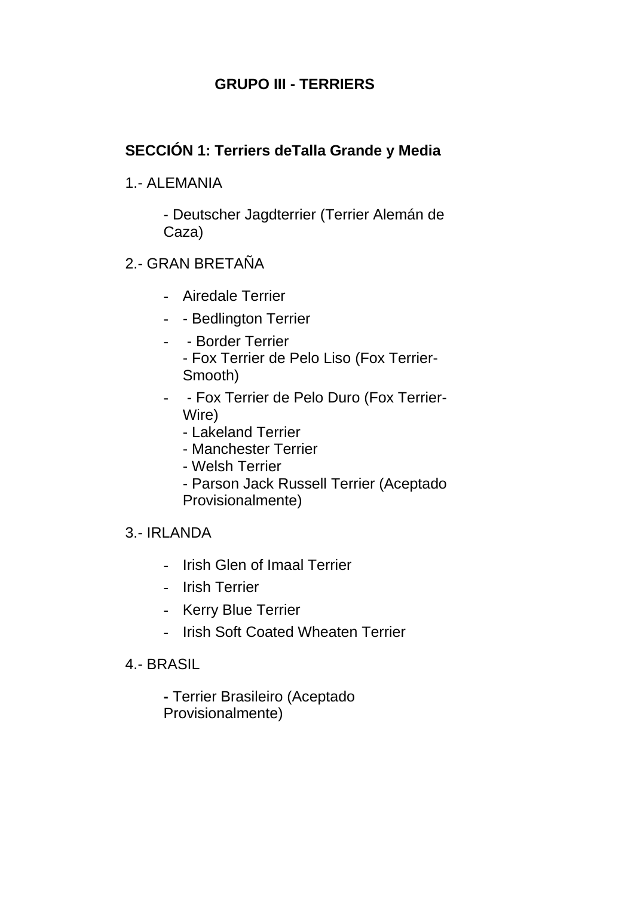# GRUPO III - TERRIERS

## SECCIÓN 1: Terriers deTalla Grande y Media

1.- ALEMANIA

- Deutscher Jagdterrier (Terrier Alemán de Caza)

2.- GRAN BRETAÑA

- Airedale Terrier
- - Bedlington Terrier
- - Border Terrier
  - Fox Terrier de Pelo Liso (Fox Terrier-Smooth)
- - Fox Terrier de Pelo Duro (Fox Terrier-Wire)
  - Lakeland Terrier
  - Manchester Terrier
  - Welsh Terrier
  - Parson Jack Russell Terrier (Aceptado Provisionalmente)

3.- IRLANDA

- Irish Glen of Imaal Terrier
- Irish Terrier
- Kerry Blue Terrier
- Irish Soft Coated Wheaten Terrier

4.- BRASIL

- Terrier Brasileiro (Aceptado Provisionalmente)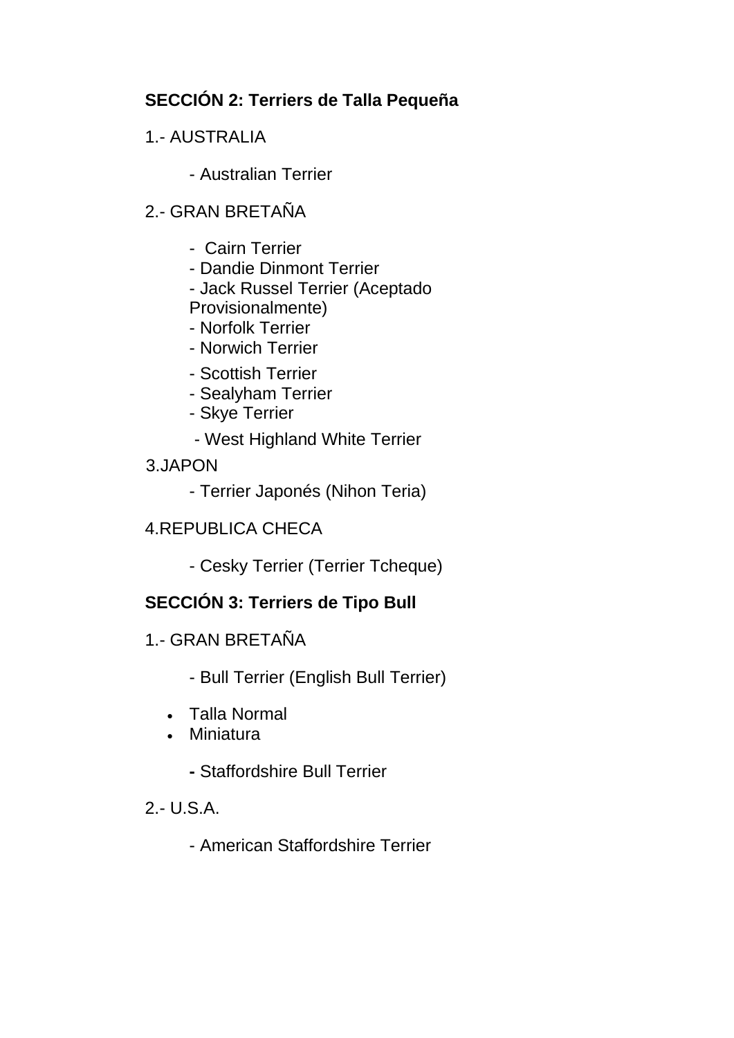**SECCIÓN 2: Terriers de Talla Pequeña**

1.- AUSTRALIA

- Australian Terrier

2.- GRAN BRETAÑA

- Cairn Terrier
- Dandie Dinmont Terrier
- Jack Russel Terrier (Aceptado Provisionalmente)
- Norfolk Terrier
- Norwich Terrier
- Scottish Terrier
- Sealyham Terrier
- Skye Terrier
- West Highland White Terrier

3.JAPON

- Terrier Japonés (Nihon Teria)

4.REPUBLICA CHECA

- Cesky Terrier (Terrier Tcheque)

**SECCIÓN 3: Terriers de Tipo Bull**

1.- GRAN BRETAÑA

- Bull Terrier (English Bull Terrier)

  - Talla Normal
  - Miniatura

- Staffordshire Bull Terrier

2.- U.S.A.

- American Staffordshire Terrier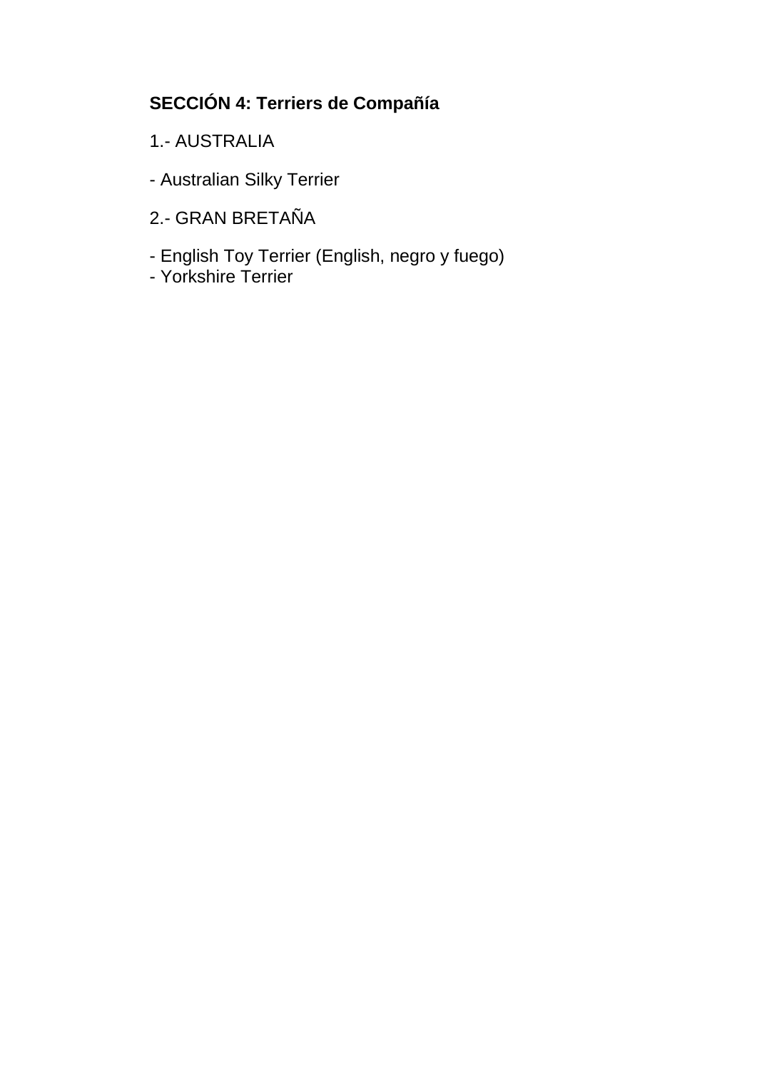**SECCIÓN 4: Terriers de Compañía**

1.- AUSTRALIA

- Australian Silky Terrier

2.- GRAN BRETAÑA

- English Toy Terrier (English, negro y fuego)
- Yorkshire Terrier